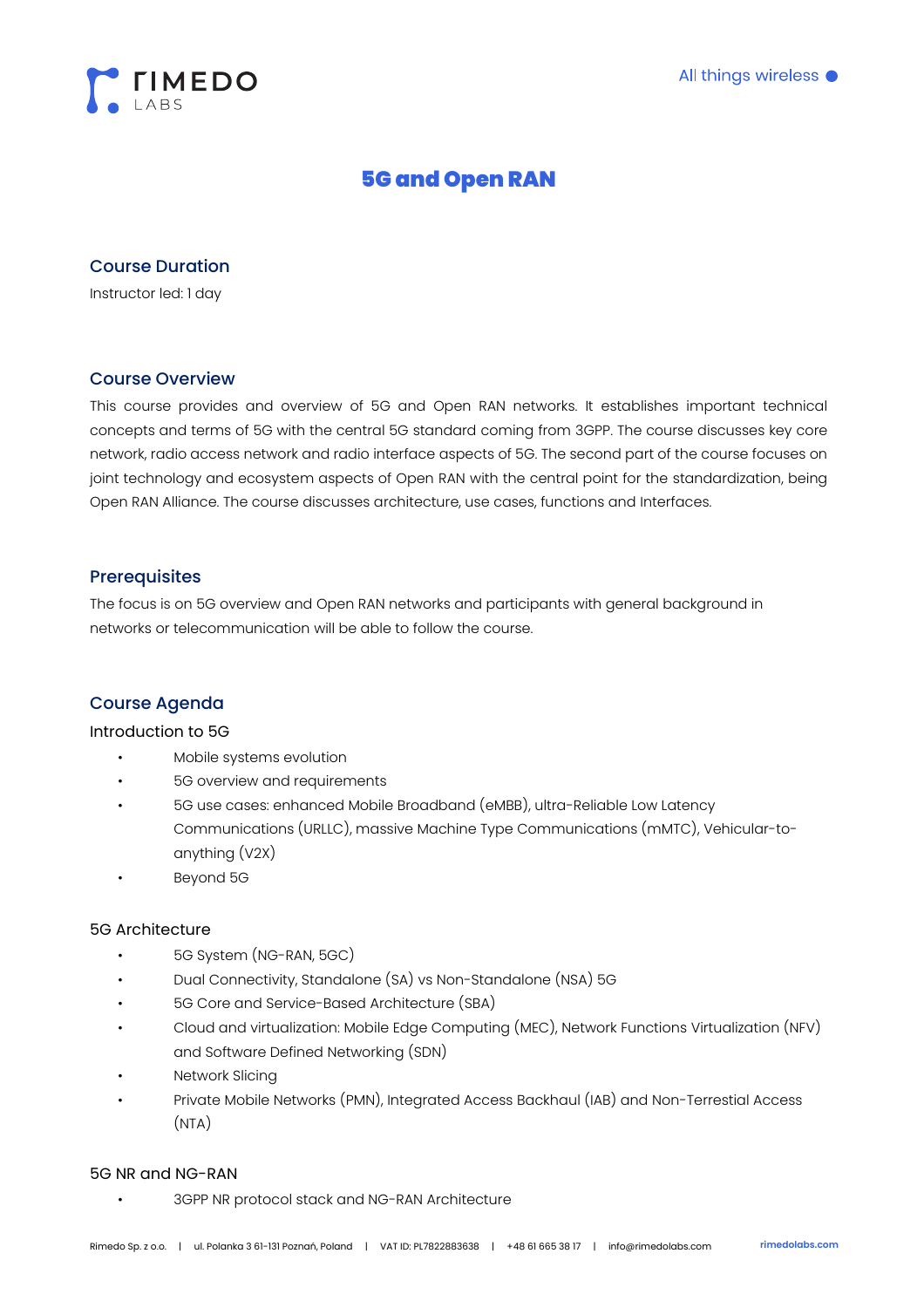# 5G and Open RAN

## Course Duration

Instructor led: 1 day

## Course Overview

This course provides and overview of 5G and Open RAN networks. It establishes important technical concepts and terms of 5G with the central 5G standard coming from 3GPP. The course discusses key core network, radio access network and radio interface aspects of 5G. The second part of the course focuses on joint technology and ecosystem aspects of Open RAN with the central point for the standardization, being Open RAN Alliance. The course discusses architecture, use cases, functions and Interfaces.

## Prerequisites

The focus is on 5G overview and Open RAN networks and participants with general background in networks or telecommunication will be able to follow the course.

## Course Agenda

### Introduction to 5G

- Mobile systems evolution
- 5G overview and requirements
- 5G use cases: enhanced Mobile Broadband (eMBB), ultra-Reliable Low Latency Communications (URLLC), massive Machine Type Communications (mMTC), Vehicular-to-anything (V2X)
- Beyond 5G

### 5G Architecture

- 5G System (NG-RAN, 5GC)
- Dual Connectivity, Standalone (SA) vs Non-Standalone (NSA) 5G
- 5G Core and Service-Based Architecture (SBA)
- Cloud and virtualization: Mobile Edge Computing (MEC), Network Functions Virtualization (NFV) and Software Defined Networking (SDN)
- Network Slicing
- Private Mobile Networks (PMN), Integrated Access Backhaul (IAB) and Non-Terrestial Access (NTA)

### 5G NR and NG-RAN

- 3GPP NR protocol stack and NG-RAN Architecture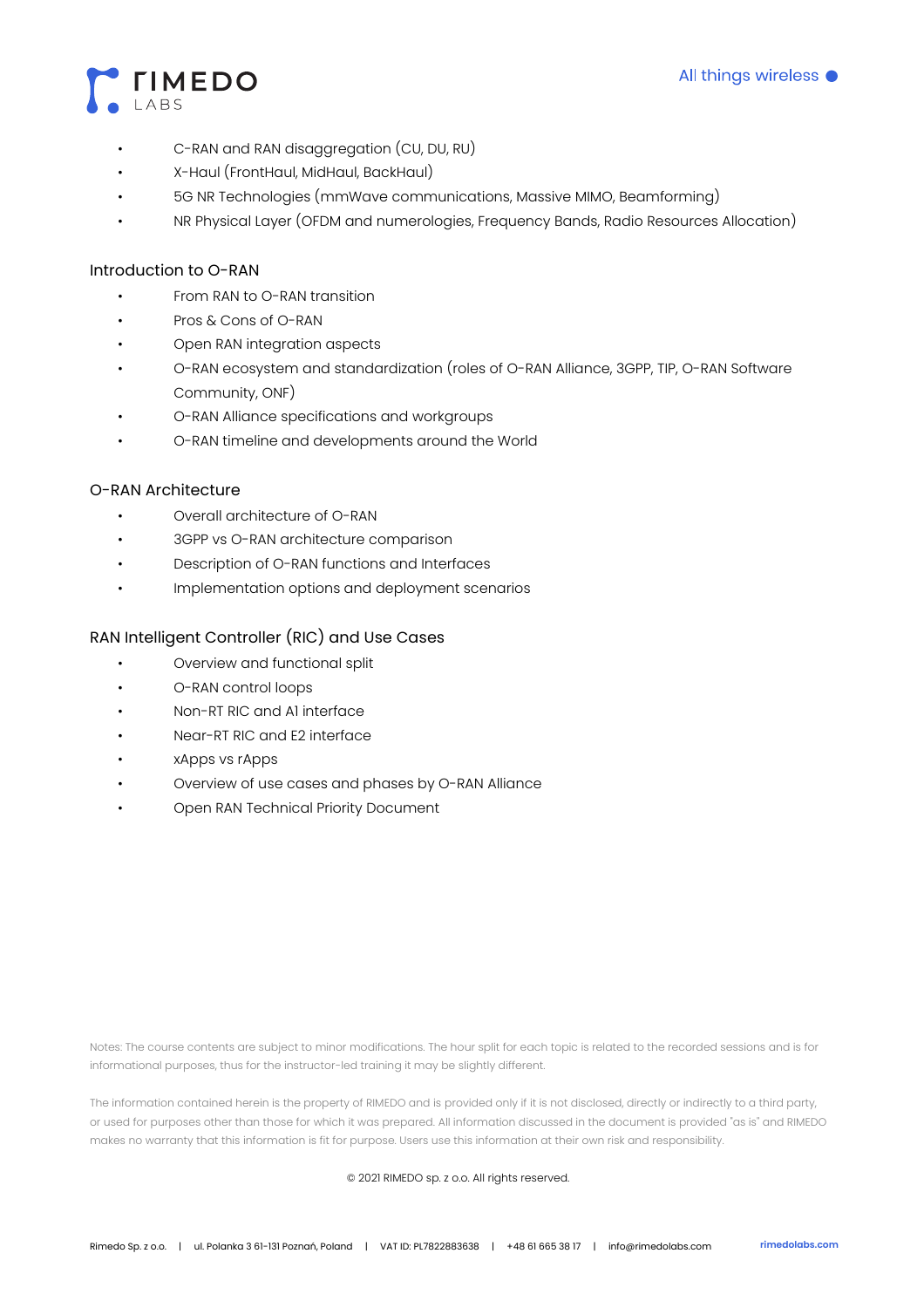- C-RAN and RAN disaggregation (CU, DU, RU)
- X-Haul (FrontHaul, MidHaul, BackHaul)
- 5G NR Technologies (mmWave communications, Massive MIMO, Beamforming)
- NR Physical Layer (OFDM and numerologies, Frequency Bands, Radio Resources Allocation)

### Introduction to O-RAN

- From RAN to O-RAN transition
- Pros & Cons of O-RAN
- Open RAN integration aspects
- O-RAN ecosystem and standardization (roles of O-RAN Alliance, 3GPP, TIP, O-RAN Software Community, ONF)
- O-RAN Alliance specifications and workgroups
- O-RAN timeline and developments around the World

### O-RAN Architecture

- Overall architecture of O-RAN
- 3GPP vs O-RAN architecture comparison
- Description of O-RAN functions and Interfaces
- Implementation options and deployment scenarios

### RAN Intelligent Controller (RIC) and Use Cases

- Overview and functional split
- O-RAN control loops
- Non-RT RIC and A1 interface
- Near-RT RIC and E2 interface
- xApps vs rApps
- Overview of use cases and phases by O-RAN Alliance
- Open RAN Technical Priority Document

Notes: The course contents are subject to minor modifications. The hour split for each topic is related to the recorded sessions and is for informational purposes, thus for the instructor-led training it may be slightly different.

The information contained herein is the property of RIMEDO and is provided only if it is not disclosed, directly or indirectly to a third party, or used for purposes other than those for which it was prepared. All information discussed in the document is provided "as is" and RIMEDO makes no warranty that this information is fit for purpose. Users use this information at their own risk and responsibility.

© 2021 RIMEDO sp. z o.o. All rights reserved.